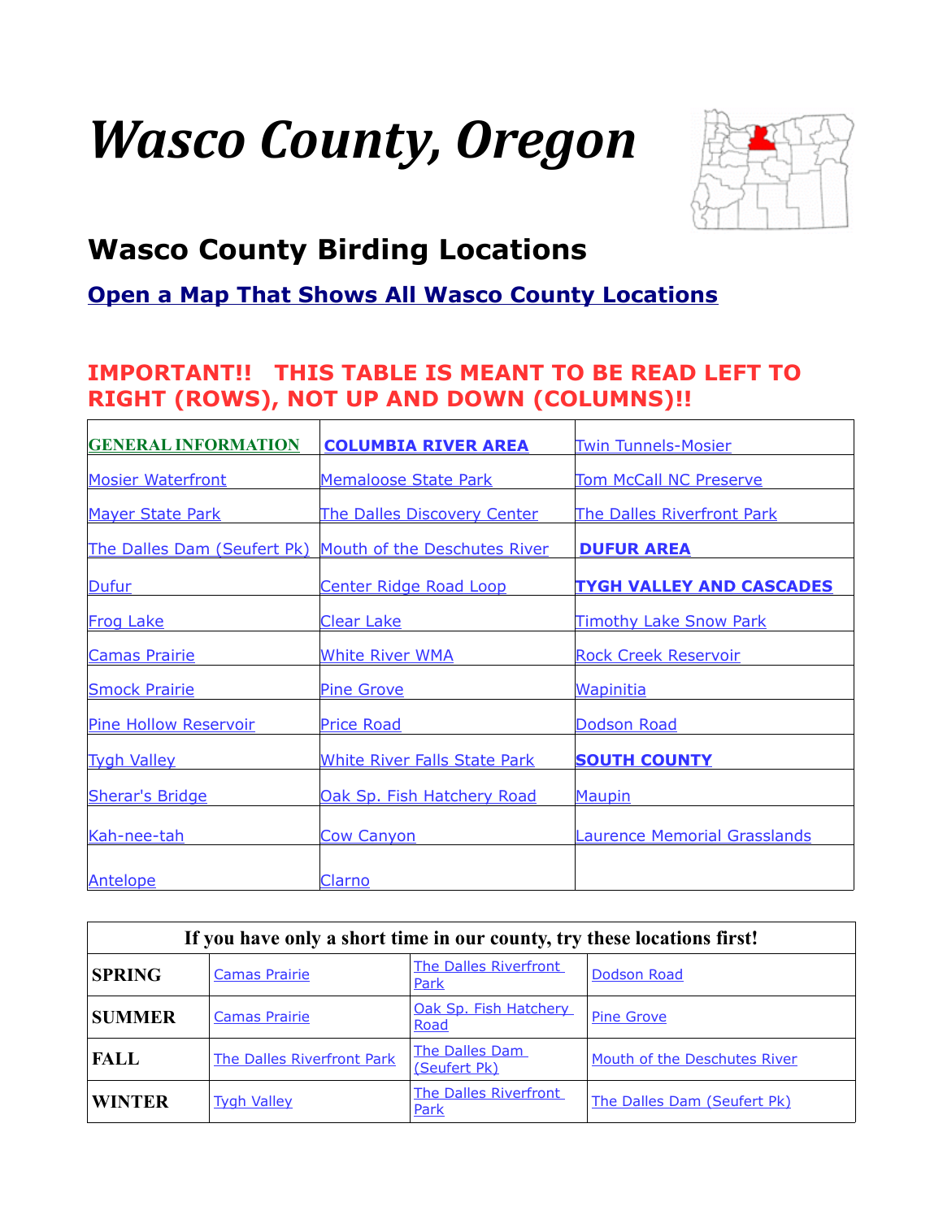# *Wasco County, Oregon*

## Wasco County Birding Locations

**Open a Map That Shows All Wasco County Locations**

**IMPORTANT!! THIS TABLE IS MEANT TO BE READ LEFT TO RIGHT (ROWS), NOT UP AND DOWN (COLUMNS)!!**

| | | |
|---|---|---|
| **GENERAL INFORMATION** | **COLUMBIA RIVER AREA** | Twin Tunnels-Mosier |
| Mosier Waterfront | Memaloose State Park | Tom McCall NC Preserve |
| Mayer State Park | The Dalles Discovery Center | The Dalles Riverfront Park |
| The Dalles Dam (Seufert Pk) | Mouth of the Deschutes River | **DUFUR AREA** |
| Dufur | Center Ridge Road Loop | **TYGH VALLEY AND CASCADES** |
| Frog Lake | Clear Lake | Timothy Lake Snow Park |
| Camas Prairie | White River WMA | Rock Creek Reservoir |
| Smock Prairie | Pine Grove | Wapinitia |
| Pine Hollow Reservoir | Price Road | Dodson Road |
| Tygh Valley | White River Falls State Park | **SOUTH COUNTY** |
| Sherar's Bridge | Oak Sp. Fish Hatchery Road | Maupin |
| Kah-nee-tah | Cow Canyon | Laurence Memorial Grasslands |
| Antelope | Clarno | |

| If you have only a short time in our county, try these locations first! | | | |
|---|---|---|---|
| **SPRING** | Camas Prairie | The Dalles Riverfront Park | Dodson Road |
| **SUMMER** | Camas Prairie | Oak Sp. Fish Hatchery Road | Pine Grove |
| **FALL** | The Dalles Riverfront Park | The Dalles Dam (Seufert Pk) | Mouth of the Deschutes River |
| **WINTER** | Tygh Valley | The Dalles Riverfront Park | The Dalles Dam (Seufert Pk) |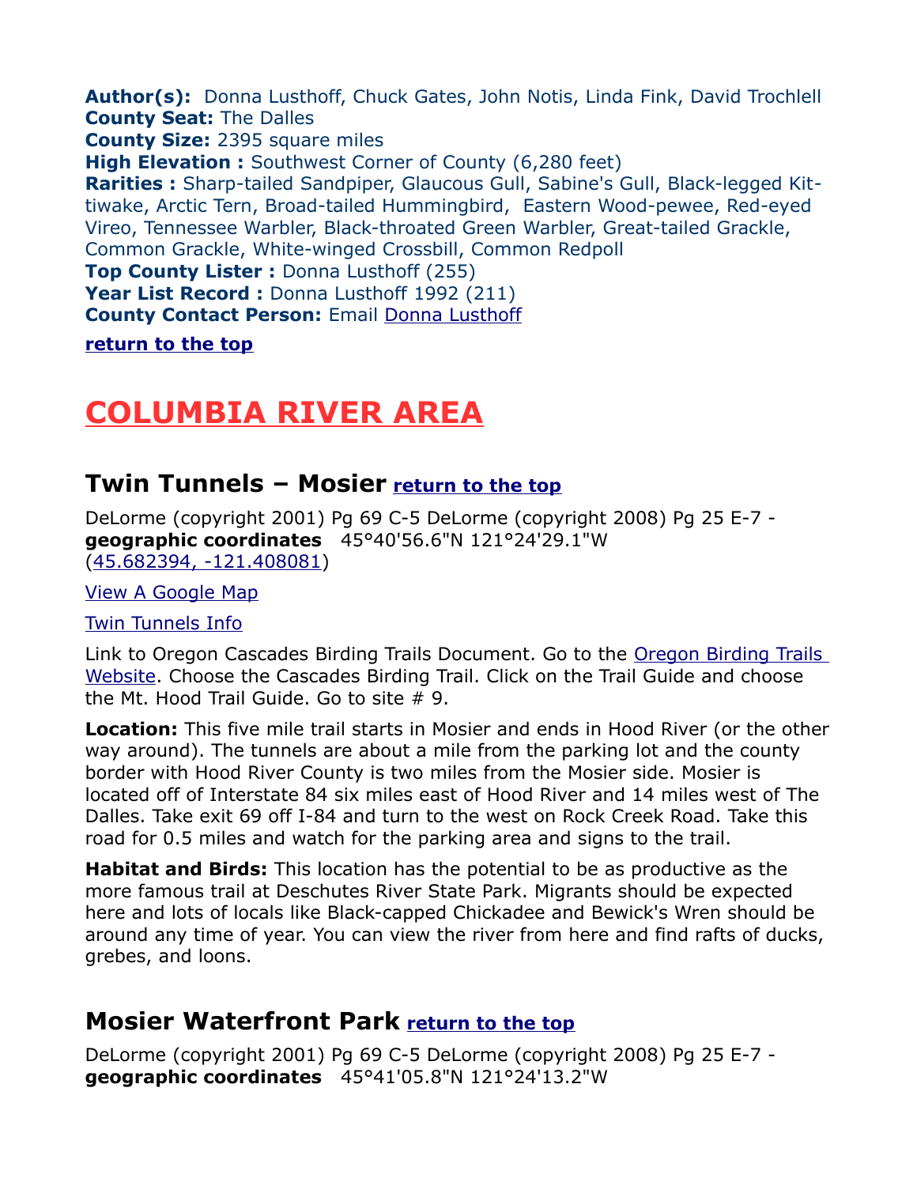**Author(s):** Donna Lusthoff, Chuck Gates, John Notis, Linda Fink, David Trochlell
**County Seat:** The Dalles
**County Size:** 2395 square miles
**High Elevation :** Southwest Corner of County (6,280 feet)
**Rarities :** Sharp-tailed Sandpiper, Glaucous Gull, Sabine's Gull, Black-legged Kittiwake, Arctic Tern, Broad-tailed Hummingbird, Eastern Wood-pewee, Red-eyed Vireo, Tennessee Warbler, Black-throated Green Warbler, Great-tailed Grackle, Common Grackle, White-winged Crossbill, Common Redpoll
**Top County Lister :** Donna Lusthoff (255)
**Year List Record :** Donna Lusthoff 1992 (211)
**County Contact Person:** Email Donna Lusthoff

**return to the top**

# COLUMBIA RIVER AREA

## Twin Tunnels – Mosier return to the top

DeLorme (copyright 2001) Pg 69 C-5 DeLorme (copyright 2008) Pg 25 E-7 - **geographic coordinates** 45°40'56.6"N 121°24'29.1"W (45.682394, -121.408081)

View A Google Map

Twin Tunnels Info

Link to Oregon Cascades Birding Trails Document. Go to the Oregon Birding Trails Website. Choose the Cascades Birding Trail. Click on the Trail Guide and choose the Mt. Hood Trail Guide. Go to site # 9.

**Location:** This five mile trail starts in Mosier and ends in Hood River (or the other way around). The tunnels are about a mile from the parking lot and the county border with Hood River County is two miles from the Mosier side. Mosier is located off of Interstate 84 six miles east of Hood River and 14 miles west of The Dalles. Take exit 69 off I-84 and turn to the west on Rock Creek Road. Take this road for 0.5 miles and watch for the parking area and signs to the trail.

**Habitat and Birds:** This location has the potential to be as productive as the more famous trail at Deschutes River State Park. Migrants should be expected here and lots of locals like Black-capped Chickadee and Bewick's Wren should be around any time of year. You can view the river from here and find rafts of ducks, grebes, and loons.

## Mosier Waterfront Park return to the top

DeLorme (copyright 2001) Pg 69 C-5 DeLorme (copyright 2008) Pg 25 E-7 - **geographic coordinates** 45°41'05.8"N 121°24'13.2"W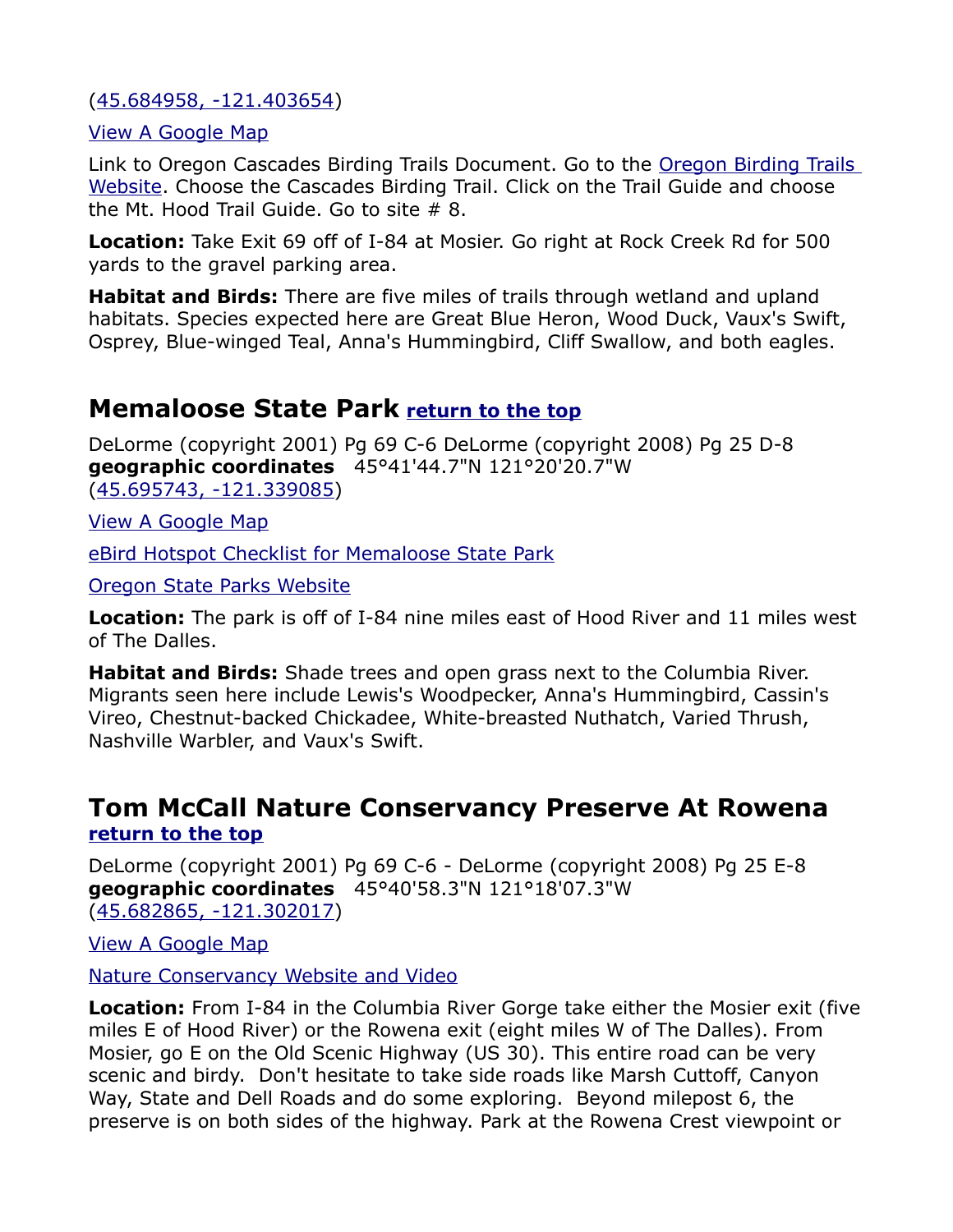([45.684958, -121.403654](#))

[View A Google Map](#)

Link to Oregon Cascades Birding Trails Document. Go to the [Oregon Birding Trails Website](#). Choose the Cascades Birding Trail. Click on the Trail Guide and choose the Mt. Hood Trail Guide. Go to site # 8.

**Location:** Take Exit 69 off of I-84 at Mosier. Go right at Rock Creek Rd for 500 yards to the gravel parking area.

**Habitat and Birds:** There are five miles of trails through wetland and upland habitats. Species expected here are Great Blue Heron, Wood Duck, Vaux's Swift, Osprey, Blue-winged Teal, Anna's Hummingbird, Cliff Swallow, and both eagles.

## Memaloose State Park [return to the top](#)

DeLorme (copyright 2001) Pg 69 C-6 DeLorme (copyright 2008) Pg 25 D-8
**geographic coordinates** 45°41'44.7"N 121°20'20.7"W
([45.695743, -121.339085](#))

[View A Google Map](#)

[eBird Hotspot Checklist for Memaloose State Park](#)

[Oregon State Parks Website](#)

**Location:** The park is off of I-84 nine miles east of Hood River and 11 miles west of The Dalles.

**Habitat and Birds:** Shade trees and open grass next to the Columbia River. Migrants seen here include Lewis's Woodpecker, Anna's Hummingbird, Cassin's Vireo, Chestnut-backed Chickadee, White-breasted Nuthatch, Varied Thrush, Nashville Warbler, and Vaux's Swift.

## Tom McCall Nature Conservancy Preserve At Rowena [return to the top](#)

DeLorme (copyright 2001) Pg 69 C-6 - DeLorme (copyright 2008) Pg 25 E-8
**geographic coordinates** 45°40'58.3"N 121°18'07.3"W
([45.682865, -121.302017](#))

[View A Google Map](#)

[Nature Conservancy Website and Video](#)

**Location:** From I-84 in the Columbia River Gorge take either the Mosier exit (five miles E of Hood River) or the Rowena exit (eight miles W of The Dalles). From Mosier, go E on the Old Scenic Highway (US 30). This entire road can be very scenic and birdy. Don't hesitate to take side roads like Marsh Cuttoff, Canyon Way, State and Dell Roads and do some exploring. Beyond milepost 6, the preserve is on both sides of the highway. Park at the Rowena Crest viewpoint or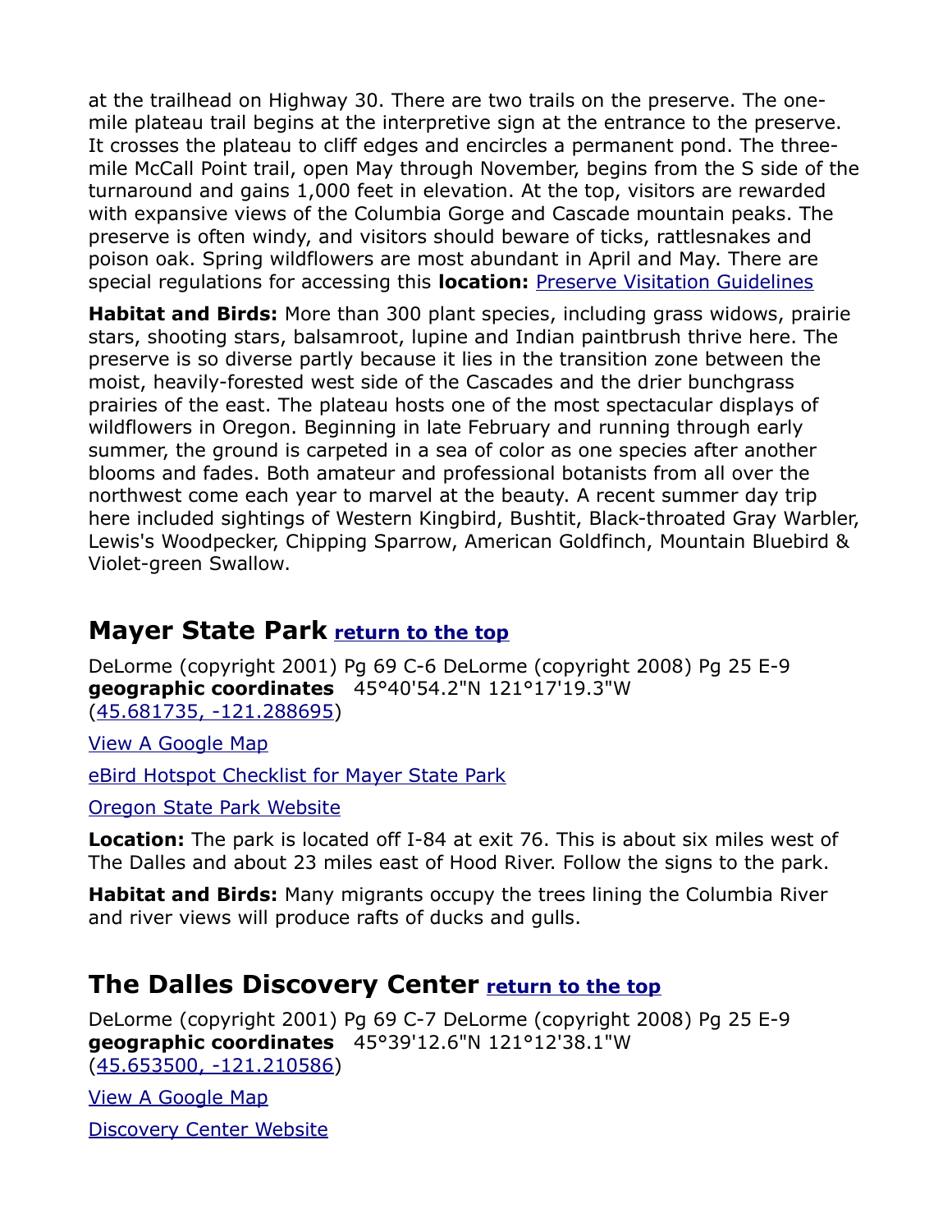at the trailhead on Highway 30. There are two trails on the preserve. The one-mile plateau trail begins at the interpretive sign at the entrance to the preserve. It crosses the plateau to cliff edges and encircles a permanent pond. The three-mile McCall Point trail, open May through November, begins from the S side of the turnaround and gains 1,000 feet in elevation. At the top, visitors are rewarded with expansive views of the Columbia Gorge and Cascade mountain peaks. The preserve is often windy, and visitors should beware of ticks, rattlesnakes and poison oak. Spring wildflowers are most abundant in April and May. There are special regulations for accessing this **location:** Preserve Visitation Guidelines

**Habitat and Birds:** More than 300 plant species, including grass widows, prairie stars, shooting stars, balsamroot, lupine and Indian paintbrush thrive here. The preserve is so diverse partly because it lies in the transition zone between the moist, heavily-forested west side of the Cascades and the drier bunchgrass prairies of the east. The plateau hosts one of the most spectacular displays of wildflowers in Oregon. Beginning in late February and running through early summer, the ground is carpeted in a sea of color as one species after another blooms and fades. Both amateur and professional botanists from all over the northwest come each year to marvel at the beauty. A recent summer day trip here included sightings of Western Kingbird, Bushtit, Black-throated Gray Warbler, Lewis's Woodpecker, Chipping Sparrow, American Goldfinch, Mountain Bluebird & Violet-green Swallow.

## Mayer State Park return to the top

DeLorme (copyright 2001) Pg 69 C-6 DeLorme (copyright 2008) Pg 25 E-9
**geographic coordinates** 45°40'54.2"N 121°17'19.3"W
(45.681735, -121.288695)

View A Google Map

eBird Hotspot Checklist for Mayer State Park

Oregon State Park Website

**Location:** The park is located off I-84 at exit 76. This is about six miles west of The Dalles and about 23 miles east of Hood River. Follow the signs to the park.

**Habitat and Birds:** Many migrants occupy the trees lining the Columbia River and river views will produce rafts of ducks and gulls.

## The Dalles Discovery Center return to the top

DeLorme (copyright 2001) Pg 69 C-7 DeLorme (copyright 2008) Pg 25 E-9
**geographic coordinates** 45°39'12.6"N 121°12'38.1"W
(45.653500, -121.210586)

View A Google Map

Discovery Center Website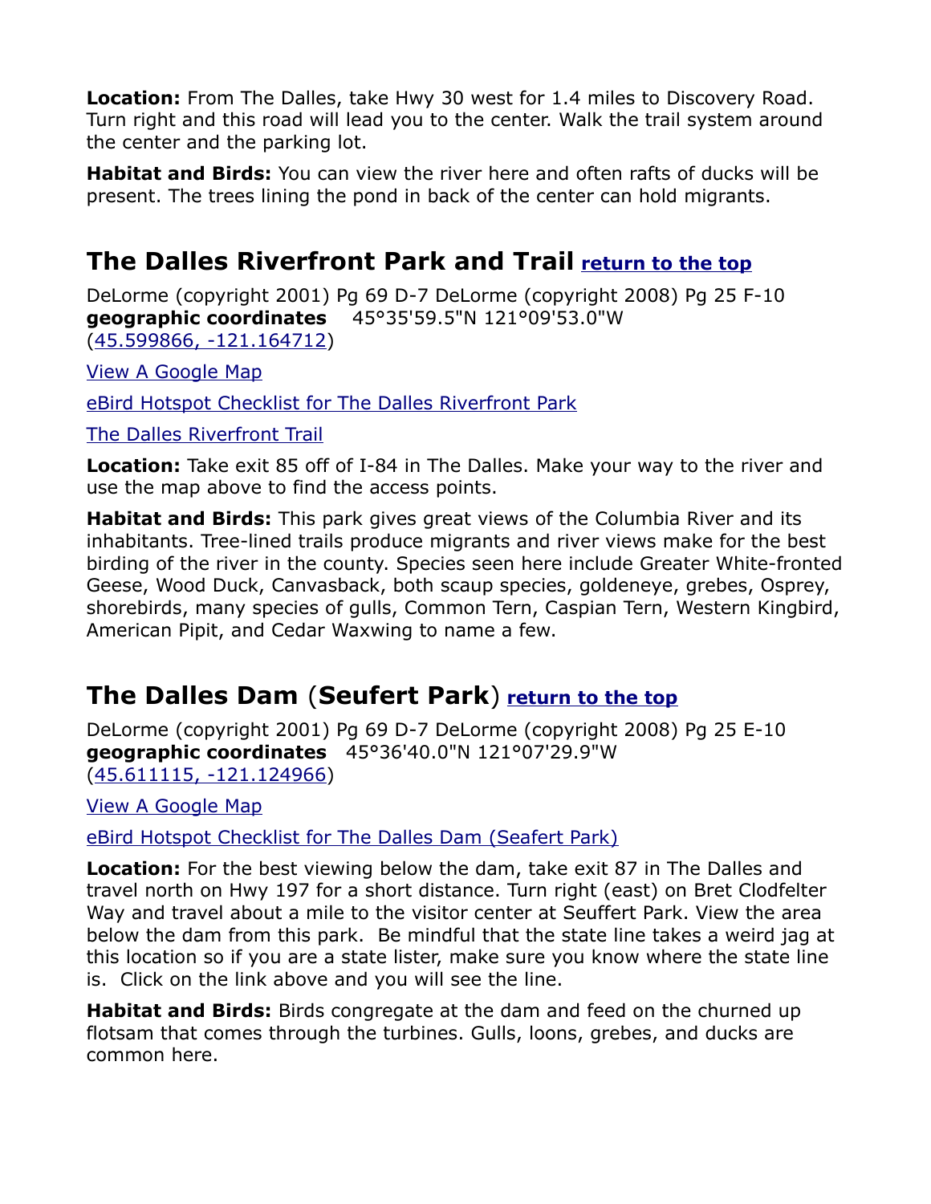**Location:** From The Dalles, take Hwy 30 west for 1.4 miles to Discovery Road. Turn right and this road will lead you to the center. Walk the trail system around the center and the parking lot.

**Habitat and Birds:** You can view the river here and often rafts of ducks will be present. The trees lining the pond in back of the center can hold migrants.

## The Dalles Riverfront Park and Trail [return to the top]

DeLorme (copyright 2001) Pg 69 D-7 DeLorme (copyright 2008) Pg 25 F-10
**geographic coordinates** 45°35'59.5"N 121°09'53.0"W (45.599866, -121.164712)

View A Google Map

eBird Hotspot Checklist for The Dalles Riverfront Park

The Dalles Riverfront Trail

**Location:** Take exit 85 off of I-84 in The Dalles. Make your way to the river and use the map above to find the access points.

**Habitat and Birds:** This park gives great views of the Columbia River and its inhabitants. Tree-lined trails produce migrants and river views make for the best birding of the river in the county. Species seen here include Greater White-fronted Geese, Wood Duck, Canvasback, both scaup species, goldeneye, grebes, Osprey, shorebirds, many species of gulls, Common Tern, Caspian Tern, Western Kingbird, American Pipit, and Cedar Waxwing to name a few.

## The Dalles Dam (Seufert Park) [return to the top]

DeLorme (copyright 2001) Pg 69 D-7 DeLorme (copyright 2008) Pg 25 E-10
**geographic coordinates** 45°36'40.0"N 121°07'29.9"W (45.611115, -121.124966)

View A Google Map

eBird Hotspot Checklist for The Dalles Dam (Seafert Park)

**Location:** For the best viewing below the dam, take exit 87 in The Dalles and travel north on Hwy 197 for a short distance. Turn right (east) on Bret Clodfelter Way and travel about a mile to the visitor center at Seuffert Park. View the area below the dam from this park. Be mindful that the state line takes a weird jag at this location so if you are a state lister, make sure you know where the state line is. Click on the link above and you will see the line.

**Habitat and Birds:** Birds congregate at the dam and feed on the churned up flotsam that comes through the turbines. Gulls, loons, grebes, and ducks are common here.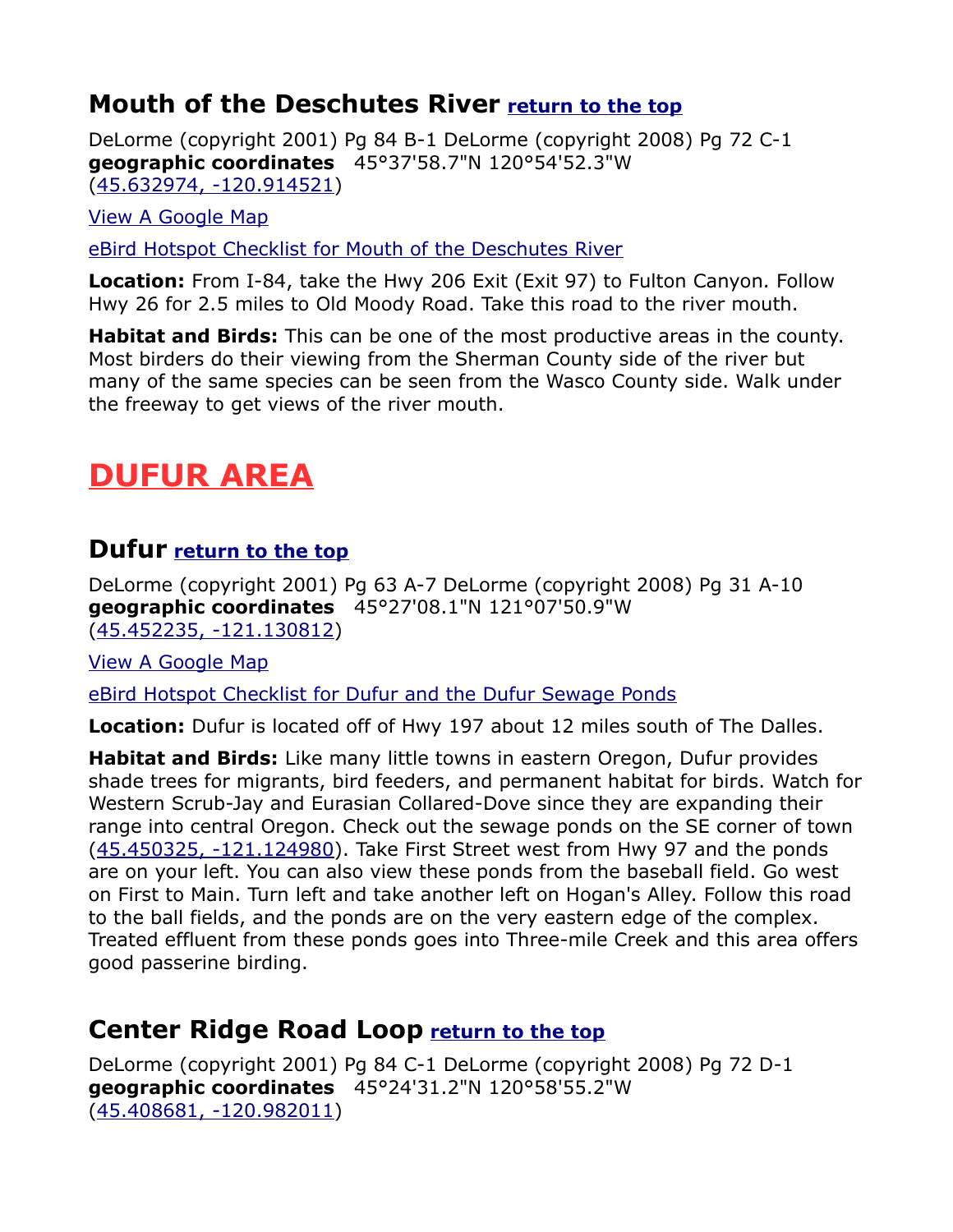## Mouth of the Deschutes River [return to the top]

DeLorme (copyright 2001) Pg 84 B-1 DeLorme (copyright 2008) Pg 72 C-1
**geographic coordinates** 45°37'58.7"N 120°54'52.3"W
(45.632974, -120.914521)

View A Google Map

eBird Hotspot Checklist for Mouth of the Deschutes River

**Location:** From I-84, take the Hwy 206 Exit (Exit 97) to Fulton Canyon. Follow Hwy 26 for 2.5 miles to Old Moody Road. Take this road to the river mouth.

**Habitat and Birds:** This can be one of the most productive areas in the county. Most birders do their viewing from the Sherman County side of the river but many of the same species can be seen from the Wasco County side. Walk under the freeway to get views of the river mouth.

# DUFUR AREA

## Dufur [return to the top]

DeLorme (copyright 2001) Pg 63 A-7 DeLorme (copyright 2008) Pg 31 A-10
**geographic coordinates** 45°27'08.1"N 121°07'50.9"W
(45.452235, -121.130812)

View A Google Map

eBird Hotspot Checklist for Dufur and the Dufur Sewage Ponds

**Location:** Dufur is located off of Hwy 197 about 12 miles south of The Dalles.

**Habitat and Birds:** Like many little towns in eastern Oregon, Dufur provides shade trees for migrants, bird feeders, and permanent habitat for birds. Watch for Western Scrub-Jay and Eurasian Collared-Dove since they are expanding their range into central Oregon. Check out the sewage ponds on the SE corner of town (45.450325, -121.124980). Take First Street west from Hwy 97 and the ponds are on your left. You can also view these ponds from the baseball field. Go west on First to Main. Turn left and take another left on Hogan's Alley. Follow this road to the ball fields, and the ponds are on the very eastern edge of the complex. Treated effluent from these ponds goes into Three-mile Creek and this area offers good passerine birding.

## Center Ridge Road Loop [return to the top]

DeLorme (copyright 2001) Pg 84 C-1 DeLorme (copyright 2008) Pg 72 D-1
**geographic coordinates** 45°24'31.2"N 120°58'55.2"W
(45.408681, -120.982011)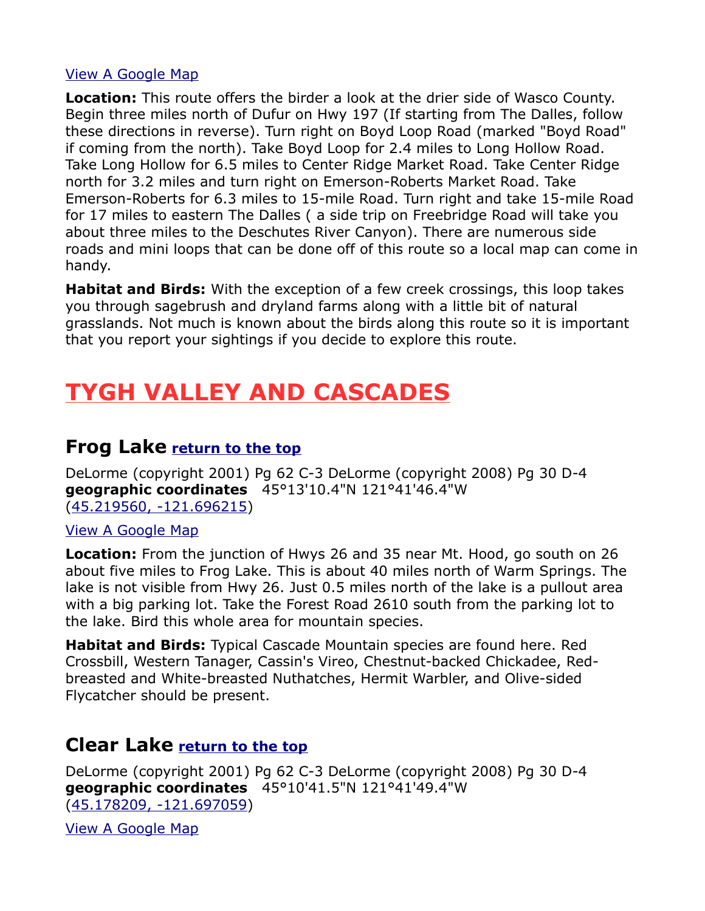View A Google Map

**Location:** This route offers the birder a look at the drier side of Wasco County. Begin three miles north of Dufur on Hwy 197 (If starting from The Dalles, follow these directions in reverse). Turn right on Boyd Loop Road (marked "Boyd Road" if coming from the north). Take Boyd Loop for 2.4 miles to Long Hollow Road. Take Long Hollow for 6.5 miles to Center Ridge Market Road. Take Center Ridge north for 3.2 miles and turn right on Emerson-Roberts Market Road. Take Emerson-Roberts for 6.3 miles to 15-mile Road. Turn right and take 15-mile Road for 17 miles to eastern The Dalles ( a side trip on Freebridge Road will take you about three miles to the Deschutes River Canyon). There are numerous side roads and mini loops that can be done off of this route so a local map can come in handy.

**Habitat and Birds:** With the exception of a few creek crossings, this loop takes you through sagebrush and dryland farms along with a little bit of natural grasslands. Not much is known about the birds along this route so it is important that you report your sightings if you decide to explore this route.

# TYGH VALLEY AND CASCADES

## Frog Lake return to the top

DeLorme (copyright 2001) Pg 62 C-3 DeLorme (copyright 2008) Pg 30 D-4
**geographic coordinates** 45°13'10.4"N 121°41'46.4"W
(45.219560, -121.696215)

View A Google Map

**Location:** From the junction of Hwys 26 and 35 near Mt. Hood, go south on 26 about five miles to Frog Lake. This is about 40 miles north of Warm Springs. The lake is not visible from Hwy 26. Just 0.5 miles north of the lake is a pullout area with a big parking lot. Take the Forest Road 2610 south from the parking lot to the lake. Bird this whole area for mountain species.

**Habitat and Birds:** Typical Cascade Mountain species are found here. Red Crossbill, Western Tanager, Cassin's Vireo, Chestnut-backed Chickadee, Red-breasted and White-breasted Nuthatches, Hermit Warbler, and Olive-sided Flycatcher should be present.

## Clear Lake return to the top

DeLorme (copyright 2001) Pg 62 C-3 DeLorme (copyright 2008) Pg 30 D-4
**geographic coordinates** 45°10'41.5"N 121°41'49.4"W
(45.178209, -121.697059)

View A Google Map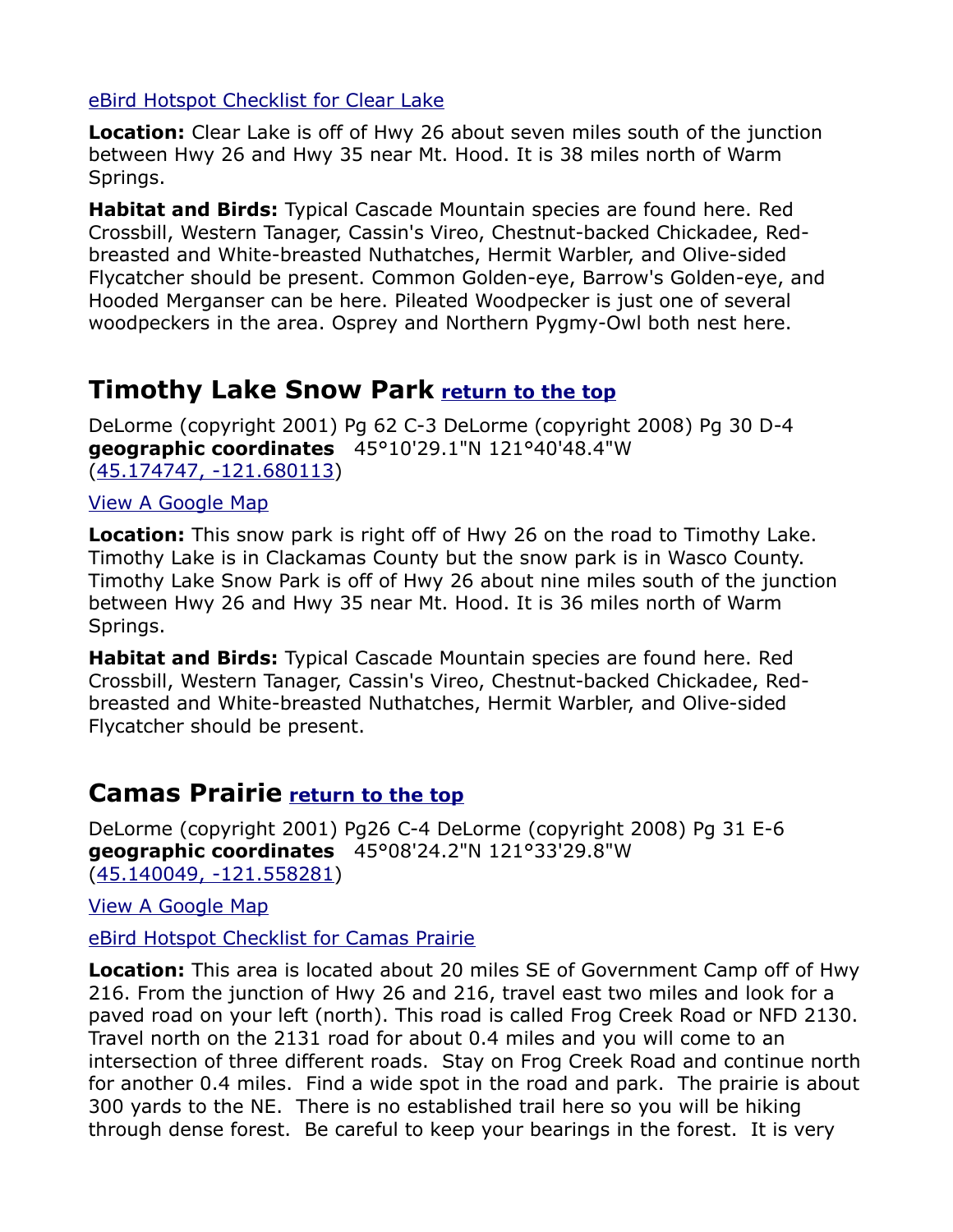[eBird Hotspot Checklist for Clear Lake]

**Location:** Clear Lake is off of Hwy 26 about seven miles south of the junction between Hwy 26 and Hwy 35 near Mt. Hood. It is 38 miles north of Warm Springs.

**Habitat and Birds:** Typical Cascade Mountain species are found here. Red Crossbill, Western Tanager, Cassin's Vireo, Chestnut-backed Chickadee, Red-breasted and White-breasted Nuthatches, Hermit Warbler, and Olive-sided Flycatcher should be present. Common Golden-eye, Barrow's Golden-eye, and Hooded Merganser can be here. Pileated Woodpecker is just one of several woodpeckers in the area. Osprey and Northern Pygmy-Owl both nest here.

## Timothy Lake Snow Park [return to the top]

DeLorme (copyright 2001) Pg 62 C-3 DeLorme (copyright 2008) Pg 30 D-4
**geographic coordinates** 45°10'29.1"N 121°40'48.4"W
([45.174747, -121.680113])

[View A Google Map]

**Location:** This snow park is right off of Hwy 26 on the road to Timothy Lake. Timothy Lake is in Clackamas County but the snow park is in Wasco County. Timothy Lake Snow Park is off of Hwy 26 about nine miles south of the junction between Hwy 26 and Hwy 35 near Mt. Hood. It is 36 miles north of Warm Springs.

**Habitat and Birds:** Typical Cascade Mountain species are found here. Red Crossbill, Western Tanager, Cassin's Vireo, Chestnut-backed Chickadee, Red-breasted and White-breasted Nuthatches, Hermit Warbler, and Olive-sided Flycatcher should be present.

## Camas Prairie [return to the top]

DeLorme (copyright 2001) Pg26 C-4 DeLorme (copyright 2008) Pg 31 E-6
**geographic coordinates** 45°08'24.2"N 121°33'29.8"W
([45.140049, -121.558281])

[View A Google Map]

[eBird Hotspot Checklist for Camas Prairie]

**Location:** This area is located about 20 miles SE of Government Camp off of Hwy 216. From the junction of Hwy 26 and 216, travel east two miles and look for a paved road on your left (north). This road is called Frog Creek Road or NFD 2130. Travel north on the 2131 road for about 0.4 miles and you will come to an intersection of three different roads. Stay on Frog Creek Road and continue north for another 0.4 miles. Find a wide spot in the road and park. The prairie is about 300 yards to the NE. There is no established trail here so you will be hiking through dense forest. Be careful to keep your bearings in the forest. It is very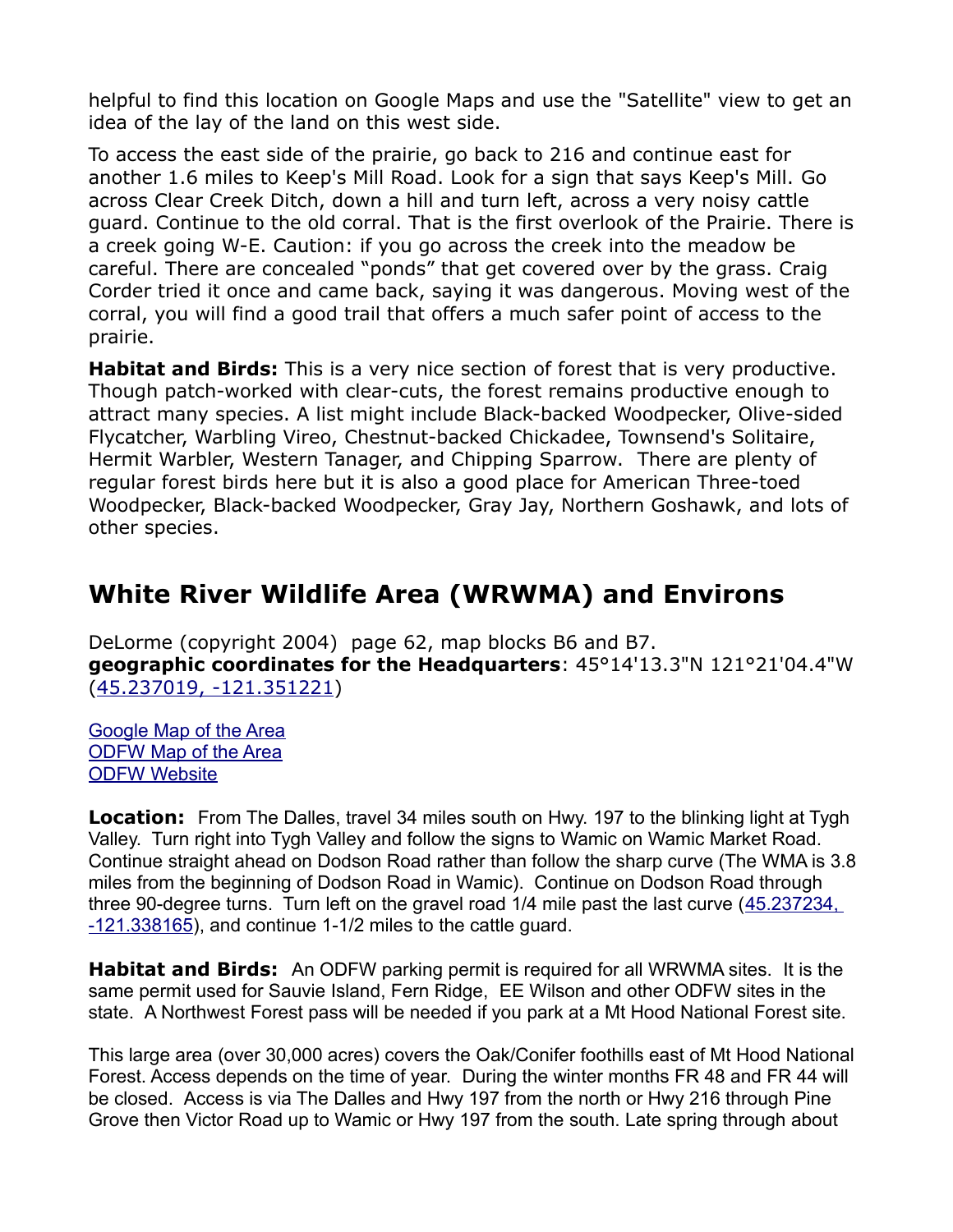helpful to find this location on Google Maps and use the "Satellite" view to get an idea of the lay of the land on this west side.

To access the east side of the prairie, go back to 216 and continue east for another 1.6 miles to Keep's Mill Road. Look for a sign that says Keep's Mill. Go across Clear Creek Ditch, down a hill and turn left, across a very noisy cattle guard. Continue to the old corral. That is the first overlook of the Prairie. There is a creek going W-E. Caution: if you go across the creek into the meadow be careful. There are concealed "ponds" that get covered over by the grass. Craig Corder tried it once and came back, saying it was dangerous. Moving west of the corral, you will find a good trail that offers a much safer point of access to the prairie.

**Habitat and Birds:** This is a very nice section of forest that is very productive. Though patch-worked with clear-cuts, the forest remains productive enough to attract many species. A list might include Black-backed Woodpecker, Olive-sided Flycatcher, Warbling Vireo, Chestnut-backed Chickadee, Townsend's Solitaire, Hermit Warbler, Western Tanager, and Chipping Sparrow. There are plenty of regular forest birds here but it is also a good place for American Three-toed Woodpecker, Black-backed Woodpecker, Gray Jay, Northern Goshawk, and lots of other species.

## White River Wildlife Area (WRWMA) and Environs

DeLorme (copyright 2004) page 62, map blocks B6 and B7.
**geographic coordinates for the Headquarters**: 45°14'13.3"N 121°21'04.4"W (45.237019, -121.351221)

Google Map of the Area
ODFW Map of the Area
ODFW Website

**Location:** From The Dalles, travel 34 miles south on Hwy. 197 to the blinking light at Tygh Valley. Turn right into Tygh Valley and follow the signs to Wamic on Wamic Market Road. Continue straight ahead on Dodson Road rather than follow the sharp curve (The WMA is 3.8 miles from the beginning of Dodson Road in Wamic). Continue on Dodson Road through three 90-degree turns. Turn left on the gravel road 1/4 mile past the last curve (45.237234, -121.338165), and continue 1-1/2 miles to the cattle guard.

**Habitat and Birds:** An ODFW parking permit is required for all WRWMA sites. It is the same permit used for Sauvie Island, Fern Ridge, EE Wilson and other ODFW sites in the state. A Northwest Forest pass will be needed if you park at a Mt Hood National Forest site.

This large area (over 30,000 acres) covers the Oak/Conifer foothills east of Mt Hood National Forest. Access depends on the time of year. During the winter months FR 48 and FR 44 will be closed. Access is via The Dalles and Hwy 197 from the north or Hwy 216 through Pine Grove then Victor Road up to Wamic or Hwy 197 from the south. Late spring through about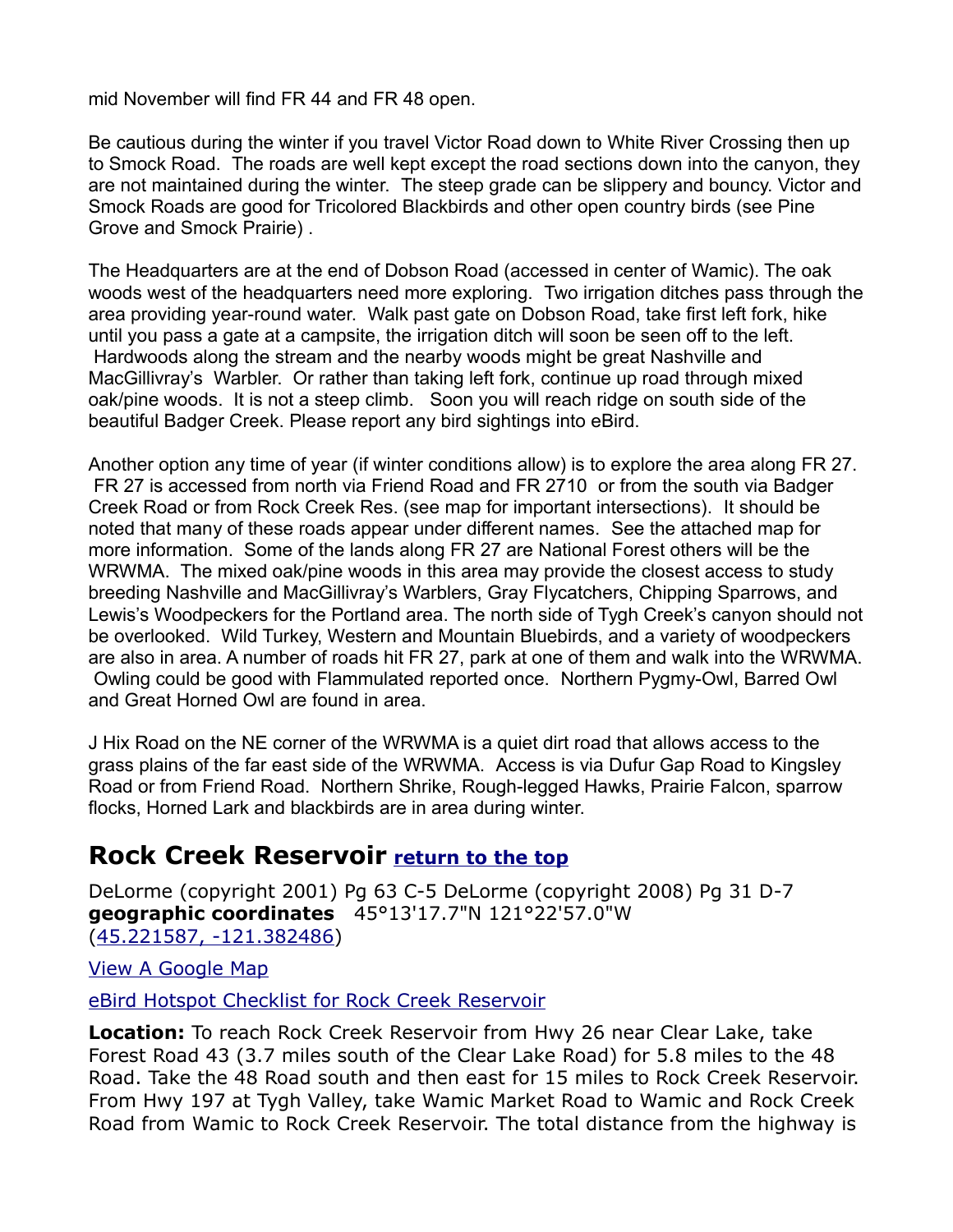mid November will find FR 44 and FR 48 open.

Be cautious during the winter if you travel Victor Road down to White River Crossing then up to Smock Road. The roads are well kept except the road sections down into the canyon, they are not maintained during the winter. The steep grade can be slippery and bouncy. Victor and Smock Roads are good for Tricolored Blackbirds and other open country birds (see Pine Grove and Smock Prairie) .

The Headquarters are at the end of Dobson Road (accessed in center of Wamic). The oak woods west of the headquarters need more exploring. Two irrigation ditches pass through the area providing year-round water. Walk past gate on Dobson Road, take first left fork, hike until you pass a gate at a campsite, the irrigation ditch will soon be seen off to the left. Hardwoods along the stream and the nearby woods might be great Nashville and MacGillivray's Warbler. Or rather than taking left fork, continue up road through mixed oak/pine woods. It is not a steep climb. Soon you will reach ridge on south side of the beautiful Badger Creek. Please report any bird sightings into eBird.

Another option any time of year (if winter conditions allow) is to explore the area along FR 27. FR 27 is accessed from north via Friend Road and FR 2710 or from the south via Badger Creek Road or from Rock Creek Res. (see map for important intersections). It should be noted that many of these roads appear under different names. See the attached map for more information. Some of the lands along FR 27 are National Forest others will be the WRWMA. The mixed oak/pine woods in this area may provide the closest access to study breeding Nashville and MacGillivray's Warblers, Gray Flycatchers, Chipping Sparrows, and Lewis's Woodpeckers for the Portland area. The north side of Tygh Creek's canyon should not be overlooked. Wild Turkey, Western and Mountain Bluebirds, and a variety of woodpeckers are also in area. A number of roads hit FR 27, park at one of them and walk into the WRWMA. Owling could be good with Flammulated reported once. Northern Pygmy-Owl, Barred Owl and Great Horned Owl are found in area.

J Hix Road on the NE corner of the WRWMA is a quiet dirt road that allows access to the grass plains of the far east side of the WRWMA. Access is via Dufur Gap Road to Kingsley Road or from Friend Road. Northern Shrike, Rough-legged Hawks, Prairie Falcon, sparrow flocks, Horned Lark and blackbirds are in area during winter.

## Rock Creek Reservoir [return to the top]

DeLorme (copyright 2001) Pg 63 C-5 DeLorme (copyright 2008) Pg 31 D-7
**geographic coordinates** 45°13'17.7"N 121°22'57.0"W
(45.221587, -121.382486)

View A Google Map

eBird Hotspot Checklist for Rock Creek Reservoir

**Location:** To reach Rock Creek Reservoir from Hwy 26 near Clear Lake, take Forest Road 43 (3.7 miles south of the Clear Lake Road) for 5.8 miles to the 48 Road. Take the 48 Road south and then east for 15 miles to Rock Creek Reservoir. From Hwy 197 at Tygh Valley, take Wamic Market Road to Wamic and Rock Creek Road from Wamic to Rock Creek Reservoir. The total distance from the highway is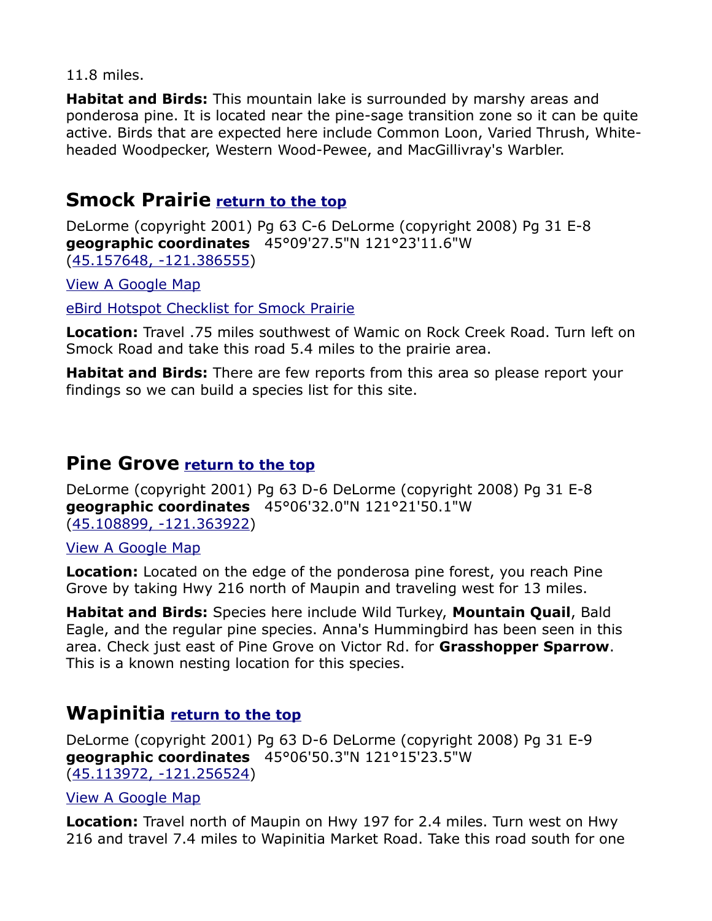11.8 miles.

**Habitat and Birds:** This mountain lake is surrounded by marshy areas and ponderosa pine. It is located near the pine-sage transition zone so it can be quite active. Birds that are expected here include Common Loon, Varied Thrush, White-headed Woodpecker, Western Wood-Pewee, and MacGillivray's Warbler.

## Smock Prairie [return to the top]

DeLorme (copyright 2001) Pg 63 C-6 DeLorme (copyright 2008) Pg 31 E-8
**geographic coordinates** 45°09'27.5"N 121°23'11.6"W
(45.157648, -121.386555)

View A Google Map

eBird Hotspot Checklist for Smock Prairie

**Location:** Travel .75 miles southwest of Wamic on Rock Creek Road. Turn left on Smock Road and take this road 5.4 miles to the prairie area.

**Habitat and Birds:** There are few reports from this area so please report your findings so we can build a species list for this site.

## Pine Grove [return to the top]

DeLorme (copyright 2001) Pg 63 D-6 DeLorme (copyright 2008) Pg 31 E-8
**geographic coordinates** 45°06'32.0"N 121°21'50.1"W
(45.108899, -121.363922)

View A Google Map

**Location:** Located on the edge of the ponderosa pine forest, you reach Pine Grove by taking Hwy 216 north of Maupin and traveling west for 13 miles.

**Habitat and Birds:** Species here include Wild Turkey, **Mountain Quail**, Bald Eagle, and the regular pine species. Anna's Hummingbird has been seen in this area. Check just east of Pine Grove on Victor Rd. for **Grasshopper Sparrow**. This is a known nesting location for this species.

## Wapinitia [return to the top]

DeLorme (copyright 2001) Pg 63 D-6 DeLorme (copyright 2008) Pg 31 E-9
**geographic coordinates** 45°06'50.3"N 121°15'23.5"W
(45.113972, -121.256524)

View A Google Map

**Location:** Travel north of Maupin on Hwy 197 for 2.4 miles. Turn west on Hwy 216 and travel 7.4 miles to Wapinitia Market Road. Take this road south for one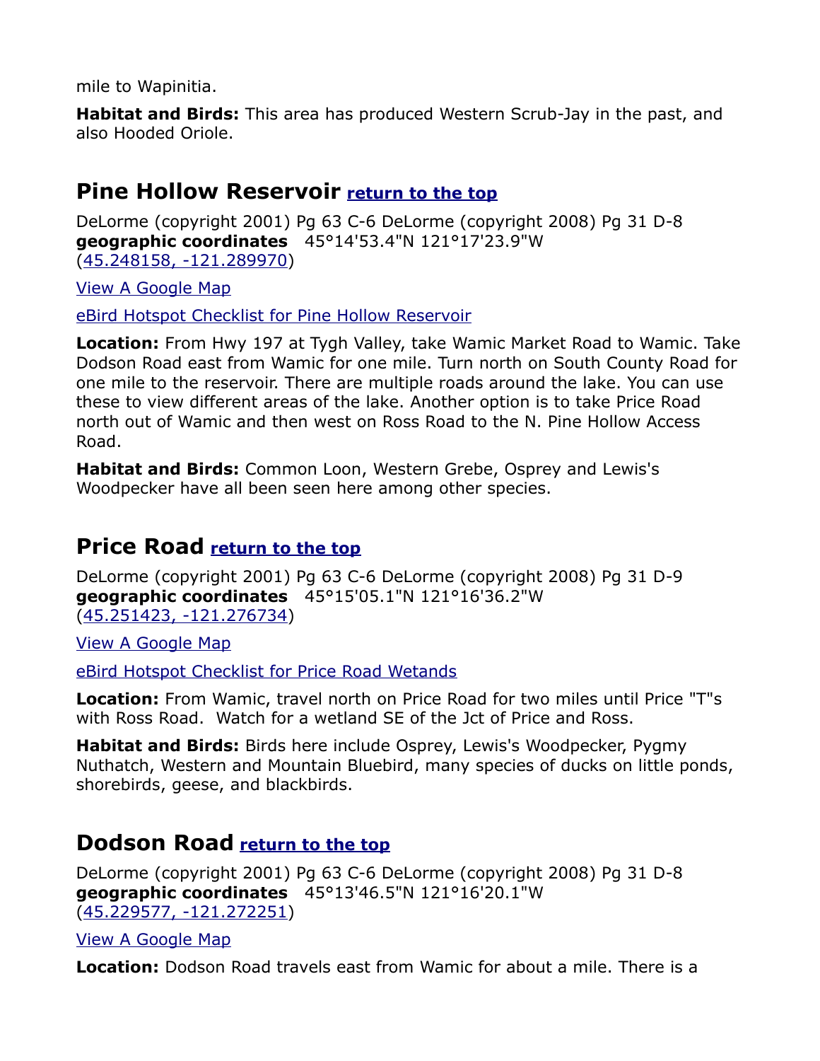mile to Wapinitia.

**Habitat and Birds:** This area has produced Western Scrub-Jay in the past, and also Hooded Oriole.

## Pine Hollow Reservoir [return to the top]

DeLorme (copyright 2001) Pg 63 C-6 DeLorme (copyright 2008) Pg 31 D-8
**geographic coordinates** 45°14'53.4"N 121°17'23.9"W
(45.248158, -121.289970)

View A Google Map

eBird Hotspot Checklist for Pine Hollow Reservoir

**Location:** From Hwy 197 at Tygh Valley, take Wamic Market Road to Wamic. Take Dodson Road east from Wamic for one mile. Turn north on South County Road for one mile to the reservoir. There are multiple roads around the lake. You can use these to view different areas of the lake. Another option is to take Price Road north out of Wamic and then west on Ross Road to the N. Pine Hollow Access Road.

**Habitat and Birds:** Common Loon, Western Grebe, Osprey and Lewis's Woodpecker have all been seen here among other species.

## Price Road [return to the top]

DeLorme (copyright 2001) Pg 63 C-6 DeLorme (copyright 2008) Pg 31 D-9
**geographic coordinates** 45°15'05.1"N 121°16'36.2"W
(45.251423, -121.276734)

View A Google Map

eBird Hotspot Checklist for Price Road Wetands

**Location:** From Wamic, travel north on Price Road for two miles until Price "T"s with Ross Road. Watch for a wetland SE of the Jct of Price and Ross.

**Habitat and Birds:** Birds here include Osprey, Lewis's Woodpecker, Pygmy Nuthatch, Western and Mountain Bluebird, many species of ducks on little ponds, shorebirds, geese, and blackbirds.

## Dodson Road [return to the top]

DeLorme (copyright 2001) Pg 63 C-6 DeLorme (copyright 2008) Pg 31 D-8
**geographic coordinates** 45°13'46.5"N 121°16'20.1"W
(45.229577, -121.272251)

View A Google Map

**Location:** Dodson Road travels east from Wamic for about a mile. There is a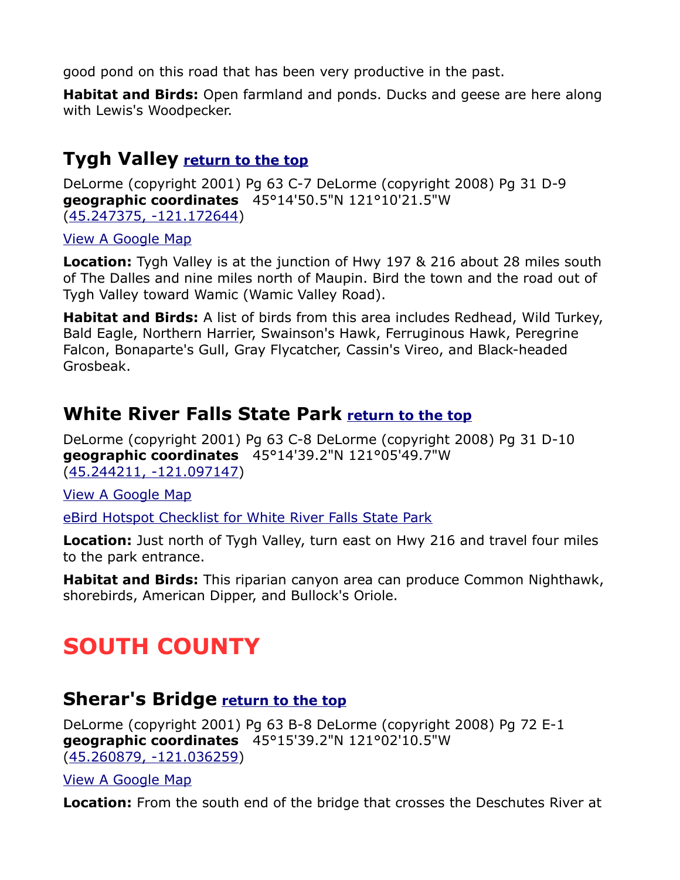good pond on this road that has been very productive in the past.

**Habitat and Birds:** Open farmland and ponds. Ducks and geese are here along with Lewis's Woodpecker.

## Tygh Valley [return to the top]

DeLorme (copyright 2001) Pg 63 C-7 DeLorme (copyright 2008) Pg 31 D-9
**geographic coordinates** 45°14'50.5"N 121°10'21.5"W
(45.247375, -121.172644)

View A Google Map

**Location:** Tygh Valley is at the junction of Hwy 197 & 216 about 28 miles south of The Dalles and nine miles north of Maupin. Bird the town and the road out of Tygh Valley toward Wamic (Wamic Valley Road).

**Habitat and Birds:** A list of birds from this area includes Redhead, Wild Turkey, Bald Eagle, Northern Harrier, Swainson's Hawk, Ferruginous Hawk, Peregrine Falcon, Bonaparte's Gull, Gray Flycatcher, Cassin's Vireo, and Black-headed Grosbeak.

## White River Falls State Park [return to the top]

DeLorme (copyright 2001) Pg 63 C-8 DeLorme (copyright 2008) Pg 31 D-10
**geographic coordinates** 45°14'39.2"N 121°05'49.7"W
(45.244211, -121.097147)

View A Google Map

eBird Hotspot Checklist for White River Falls State Park

**Location:** Just north of Tygh Valley, turn east on Hwy 216 and travel four miles to the park entrance.

**Habitat and Birds:** This riparian canyon area can produce Common Nighthawk, shorebirds, American Dipper, and Bullock's Oriole.

# SOUTH COUNTY

## Sherar's Bridge [return to the top]

DeLorme (copyright 2001) Pg 63 B-8 DeLorme (copyright 2008) Pg 72 E-1
**geographic coordinates** 45°15'39.2"N 121°02'10.5"W
(45.260879, -121.036259)

View A Google Map

**Location:** From the south end of the bridge that crosses the Deschutes River at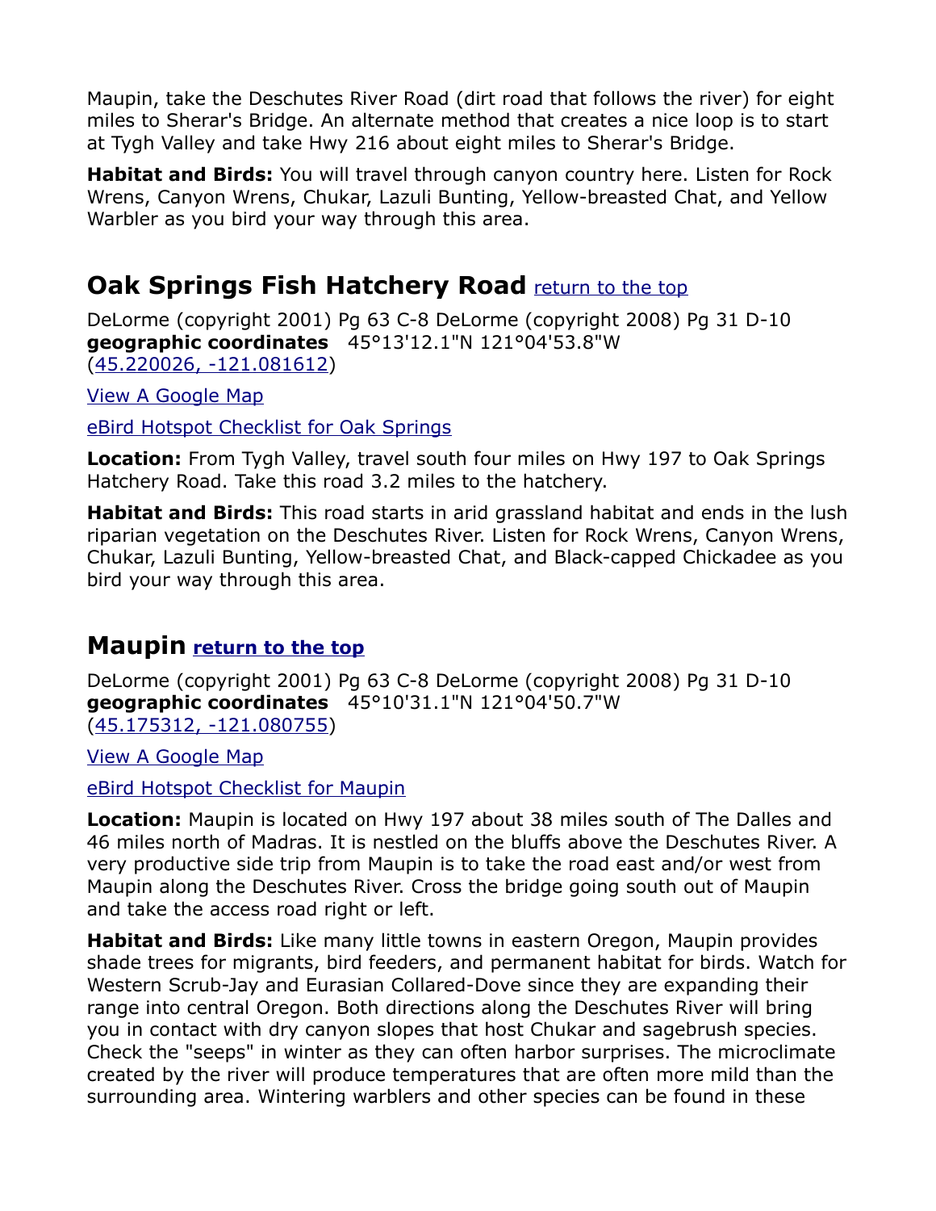Maupin, take the Deschutes River Road (dirt road that follows the river) for eight miles to Sherar's Bridge. An alternate method that creates a nice loop is to start at Tygh Valley and take Hwy 216 about eight miles to Sherar's Bridge.

**Habitat and Birds:** You will travel through canyon country here. Listen for Rock Wrens, Canyon Wrens, Chukar, Lazuli Bunting, Yellow-breasted Chat, and Yellow Warbler as you bird your way through this area.

## Oak Springs Fish Hatchery Road [return to the top]

DeLorme (copyright 2001) Pg 63 C-8 DeLorme (copyright 2008) Pg 31 D-10
**geographic coordinates** 45°13'12.1"N 121°04'53.8"W
(45.220026, -121.081612)

View A Google Map

eBird Hotspot Checklist for Oak Springs

**Location:** From Tygh Valley, travel south four miles on Hwy 197 to Oak Springs Hatchery Road. Take this road 3.2 miles to the hatchery.

**Habitat and Birds:** This road starts in arid grassland habitat and ends in the lush riparian vegetation on the Deschutes River. Listen for Rock Wrens, Canyon Wrens, Chukar, Lazuli Bunting, Yellow-breasted Chat, and Black-capped Chickadee as you bird your way through this area.

## Maupin [return to the top]

DeLorme (copyright 2001) Pg 63 C-8 DeLorme (copyright 2008) Pg 31 D-10
**geographic coordinates** 45°10'31.1"N 121°04'50.7"W
(45.175312, -121.080755)

View A Google Map

eBird Hotspot Checklist for Maupin

**Location:** Maupin is located on Hwy 197 about 38 miles south of The Dalles and 46 miles north of Madras. It is nestled on the bluffs above the Deschutes River. A very productive side trip from Maupin is to take the road east and/or west from Maupin along the Deschutes River. Cross the bridge going south out of Maupin and take the access road right or left.

**Habitat and Birds:** Like many little towns in eastern Oregon, Maupin provides shade trees for migrants, bird feeders, and permanent habitat for birds. Watch for Western Scrub-Jay and Eurasian Collared-Dove since they are expanding their range into central Oregon. Both directions along the Deschutes River will bring you in contact with dry canyon slopes that host Chukar and sagebrush species. Check the "seeps" in winter as they can often harbor surprises. The microclimate created by the river will produce temperatures that are often more mild than the surrounding area. Wintering warblers and other species can be found in these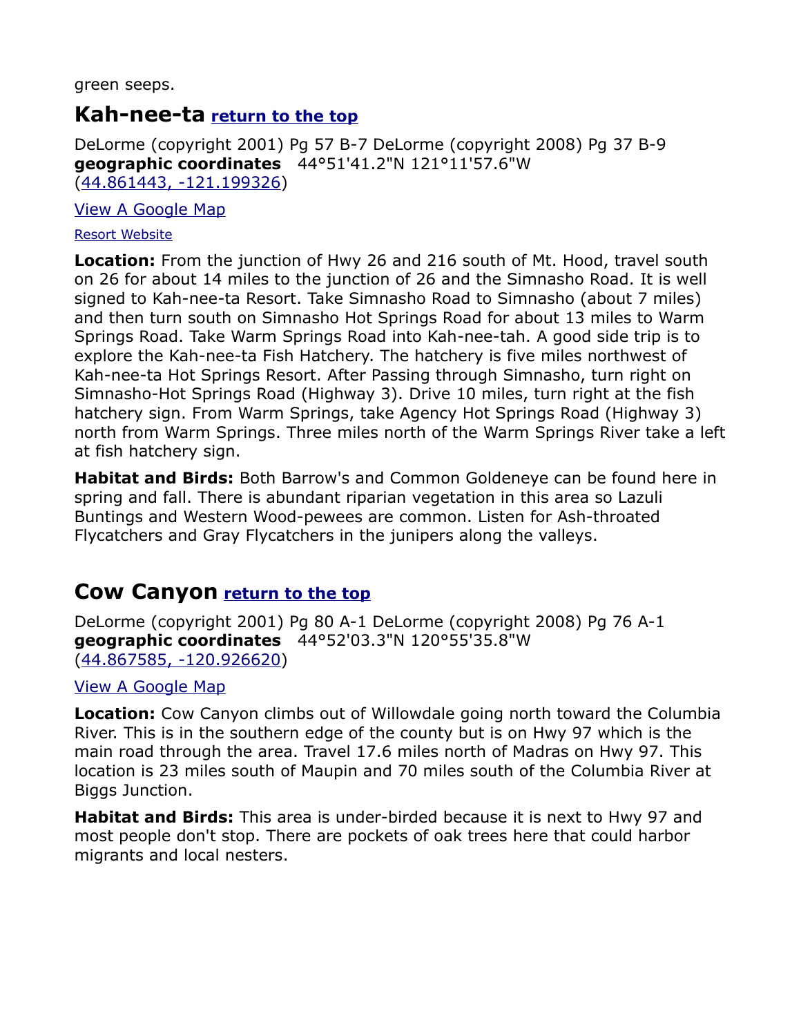green seeps.

## Kah-nee-ta [return to the top]

DeLorme (copyright 2001) Pg 57 B-7 DeLorme (copyright 2008) Pg 37 B-9
**geographic coordinates** 44°51'41.2"N 121°11'57.6"W
(44.861443, -121.199326)

View A Google Map

Resort Website

**Location:** From the junction of Hwy 26 and 216 south of Mt. Hood, travel south on 26 for about 14 miles to the junction of 26 and the Simnasho Road. It is well signed to Kah-nee-ta Resort. Take Simnasho Road to Simnasho (about 7 miles) and then turn south on Simnasho Hot Springs Road for about 13 miles to Warm Springs Road. Take Warm Springs Road into Kah-nee-tah. A good side trip is to explore the Kah-nee-ta Fish Hatchery. The hatchery is five miles northwest of Kah-nee-ta Hot Springs Resort. After Passing through Simnasho, turn right on Simnasho-Hot Springs Road (Highway 3). Drive 10 miles, turn right at the fish hatchery sign. From Warm Springs, take Agency Hot Springs Road (Highway 3) north from Warm Springs. Three miles north of the Warm Springs River take a left at fish hatchery sign.

**Habitat and Birds:** Both Barrow's and Common Goldeneye can be found here in spring and fall. There is abundant riparian vegetation in this area so Lazuli Buntings and Western Wood-pewees are common. Listen for Ash-throated Flycatchers and Gray Flycatchers in the junipers along the valleys.

## Cow Canyon [return to the top]

DeLorme (copyright 2001) Pg 80 A-1 DeLorme (copyright 2008) Pg 76 A-1
**geographic coordinates** 44°52'03.3"N 120°55'35.8"W
(44.867585, -120.926620)

View A Google Map

**Location:** Cow Canyon climbs out of Willowdale going north toward the Columbia River. This is in the southern edge of the county but is on Hwy 97 which is the main road through the area. Travel 17.6 miles north of Madras on Hwy 97. This location is 23 miles south of Maupin and 70 miles south of the Columbia River at Biggs Junction.

**Habitat and Birds:** This area is under-birded because it is next to Hwy 97 and most people don't stop. There are pockets of oak trees here that could harbor migrants and local nesters.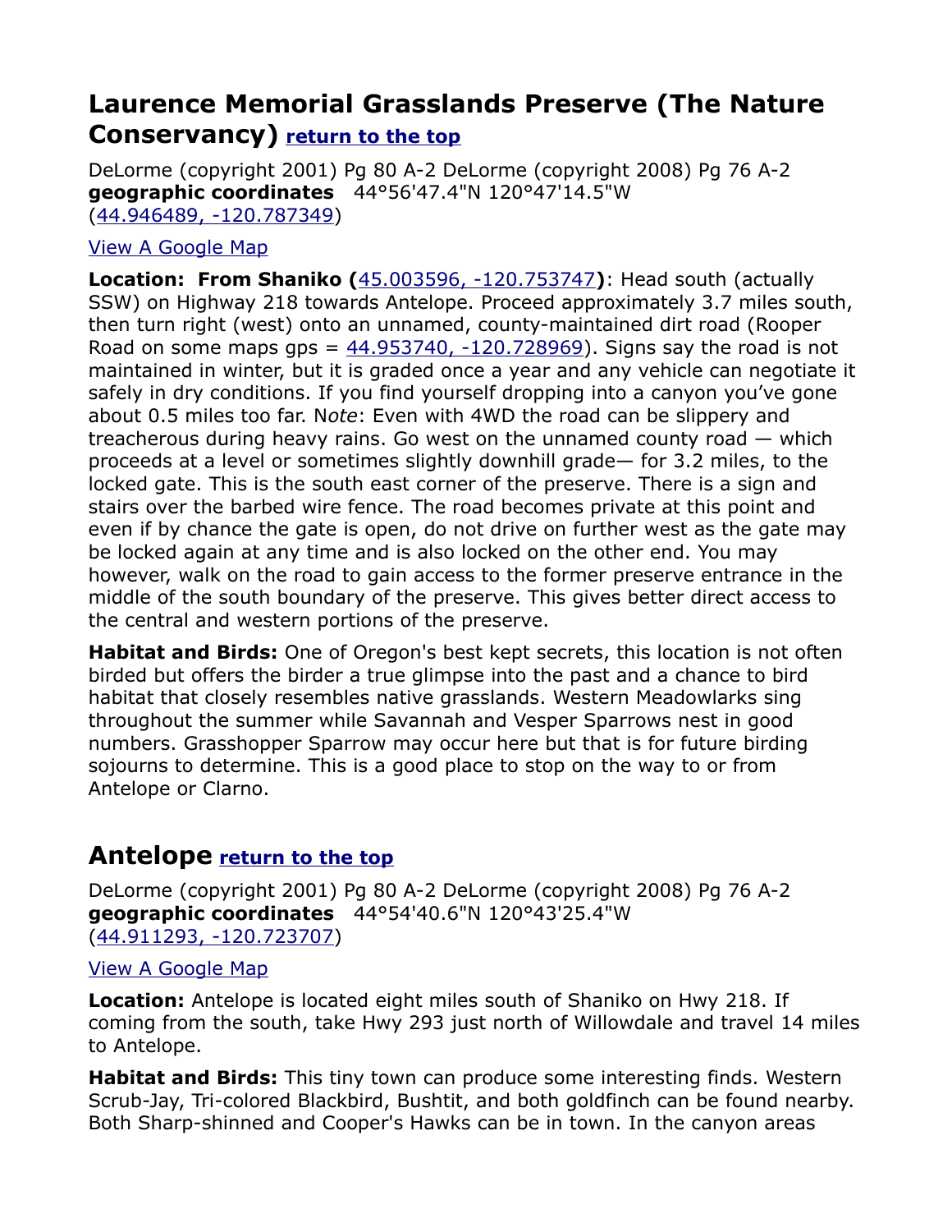## Laurence Memorial Grasslands Preserve (The Nature Conservancy) [return to the top]

DeLorme (copyright 2001) Pg 80 A-2 DeLorme (copyright 2008) Pg 76 A-2
**geographic coordinates** 44°56'47.4"N 120°47'14.5"W
(44.946489, -120.787349)

View A Google Map

**Location: From Shaniko (45.003596, -120.753747)**: Head south (actually SSW) on Highway 218 towards Antelope. Proceed approximately 3.7 miles south, then turn right (west) onto an unnamed, county-maintained dirt road (Rooper Road on some maps gps = 44.953740, -120.728969). Signs say the road is not maintained in winter, but it is graded once a year and any vehicle can negotiate it safely in dry conditions. If you find yourself dropping into a canyon you've gone about 0.5 miles too far. N*ote*: Even with 4WD the road can be slippery and treacherous during heavy rains. Go west on the unnamed county road — which proceeds at a level or sometimes slightly downhill grade— for 3.2 miles, to the locked gate. This is the south east corner of the preserve. There is a sign and stairs over the barbed wire fence. The road becomes private at this point and even if by chance the gate is open, do not drive on further west as the gate may be locked again at any time and is also locked on the other end. You may however, walk on the road to gain access to the former preserve entrance in the middle of the south boundary of the preserve. This gives better direct access to the central and western portions of the preserve.

**Habitat and Birds:** One of Oregon's best kept secrets, this location is not often birded but offers the birder a true glimpse into the past and a chance to bird habitat that closely resembles native grasslands. Western Meadowlarks sing throughout the summer while Savannah and Vesper Sparrows nest in good numbers. Grasshopper Sparrow may occur here but that is for future birding sojourns to determine. This is a good place to stop on the way to or from Antelope or Clarno.

## Antelope [return to the top]

DeLorme (copyright 2001) Pg 80 A-2 DeLorme (copyright 2008) Pg 76 A-2
**geographic coordinates** 44°54'40.6"N 120°43'25.4"W
(44.911293, -120.723707)

View A Google Map

**Location:** Antelope is located eight miles south of Shaniko on Hwy 218. If coming from the south, take Hwy 293 just north of Willowdale and travel 14 miles to Antelope.

**Habitat and Birds:** This tiny town can produce some interesting finds. Western Scrub-Jay, Tri-colored Blackbird, Bushtit, and both goldfinch can be found nearby. Both Sharp-shinned and Cooper's Hawks can be in town. In the canyon areas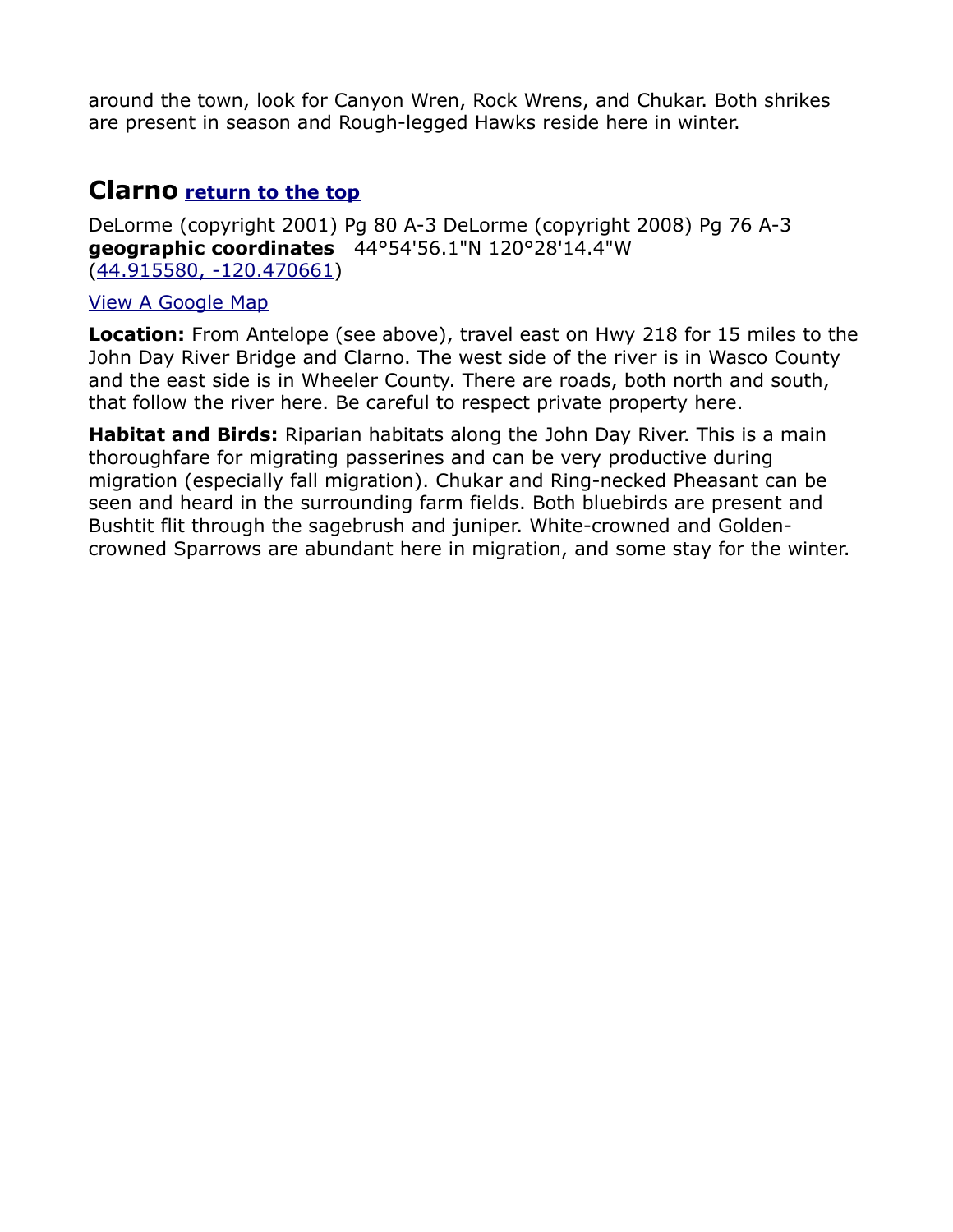around the town, look for Canyon Wren, Rock Wrens, and Chukar. Both shrikes are present in season and Rough-legged Hawks reside here in winter.

## Clarno [return to the top]

DeLorme (copyright 2001) Pg 80 A-3 DeLorme (copyright 2008) Pg 76 A-3
**geographic coordinates** 44°54'56.1"N 120°28'14.4"W
(44.915580, -120.470661)

View A Google Map

**Location:** From Antelope (see above), travel east on Hwy 218 for 15 miles to the John Day River Bridge and Clarno. The west side of the river is in Wasco County and the east side is in Wheeler County. There are roads, both north and south, that follow the river here. Be careful to respect private property here.

**Habitat and Birds:** Riparian habitats along the John Day River. This is a main thoroughfare for migrating passerines and can be very productive during migration (especially fall migration). Chukar and Ring-necked Pheasant can be seen and heard in the surrounding farm fields. Both bluebirds are present and Bushtit flit through the sagebrush and juniper. White-crowned and Golden-crowned Sparrows are abundant here in migration, and some stay for the winter.